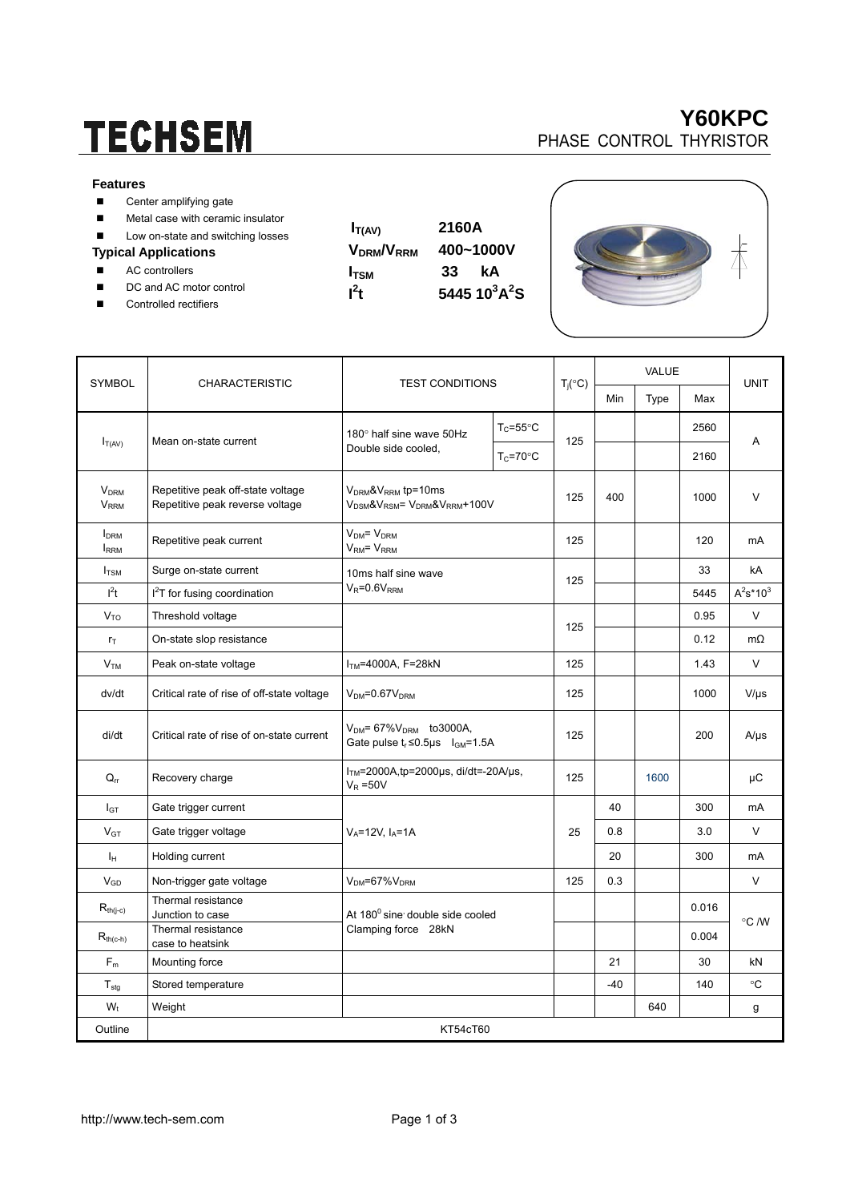# TECHSEM

## Y60KPC
PHASE CONTROL THYRISTOR

### Features
- Center amplifying gate
- Metal case with ceramic insulator
- Low on-state and switching losses

### Typical Applications
- AC controllers
- DC and AC motor control
- Controlled rectifiers

| | |
|---|---|
| $I_{T(AV)}$ | 2160A |
| $V_{DRM}/V_{RRM}$ | 400~1000V |
| $I_{TSM}$ | 33 kA |
| $I^2t$ | 5445 $10^3A^2S$ |

| SYMBOL | CHARACTERISTIC | TEST CONDITIONS | | $T_j$(°C) | VALUE | | | UNIT |
|---|---|---|---|---|---|---|---|---|
| | | | | | Min | Type | Max | |
| $I_{T(AV)}$ | Mean on-state current | 180° half sine wave 50Hz Double side cooled, | $T_C$=55°C | 125 | | | 2560 | A |
| | | | $T_C$=70°C | | | | 2160 | |
| $V_{DRM}$ $V_{RRM}$ | Repetitive peak off-state voltage Repetitive peak reverse voltage | $V_{DRM}$&$V_{RRM}$ tp=10ms $V_{DSM}$&$V_{RSM}$= $V_{DRM}$&$V_{RRM}$+100V | | 125 | 400 | | 1000 | V |
| $I_{DRM}$ $I_{RRM}$ | Repetitive peak current | $V_{DM}$= $V_{DRM}$ $V_{RM}$= $V_{RRM}$ | | 125 | | | 120 | mA |
| $I_{TSM}$ | Surge on-state current | 10ms half sine wave $V_R$=0.6$V_{RRM}$ | | 125 | | | 33 | kA |
| $I^2t$ | $I^2T$ for fusing coordination | | | | | | 5445 | $A^2s*10^3$ |
| $V_{TO}$ | Threshold voltage | | | 125 | | | 0.95 | V |
| $r_T$ | On-state slop resistance | | | | | | 0.12 | mΩ |
| $V_{TM}$ | Peak on-state voltage | $I_{TM}$=4000A, F=28kN | | 125 | | | 1.43 | V |
| dv/dt | Critical rate of rise of off-state voltage | $V_{DM}$=0.67$V_{DRM}$ | | 125 | | | 1000 | V/μs |
| di/dt | Critical rate of rise of on-state current | $V_{DM}$= 67%$V_{DRM}$ to3000A, Gate pulse $t_r$≤0.5μs $I_{GM}$=1.5A | | 125 | | | 200 | A/μs |
| $Q_{rr}$ | Recovery charge | $I_{TM}$=2000A,tp=2000μs, di/dt=-20A/μs, $V_R$ =50V | | 125 | | 1600 | | μC |
| $I_{GT}$ | Gate trigger current | $V_A$=12V, $I_A$=1A | | 25 | 40 | | 300 | mA |
| $V_{GT}$ | Gate trigger voltage | | | | 0.8 | | 3.0 | V |
| $I_H$ | Holding current | | | | 20 | | 300 | mA |
| $V_{GD}$ | Non-trigger gate voltage | $V_{DM}$=67%$V_{DRM}$ | | 125 | 0.3 | | | V |
| $R_{th(j-c)}$ | Thermal resistance Junction to case | At 180° sine double side cooled Clamping force 28kN | | | | | 0.016 | °C /W |
| $R_{th(c-h)}$ | Thermal resistance case to heatsink | | | | | | 0.004 | |
| $F_m$ | Mounting force | | | | 21 | | 30 | kN |
| $T_{stg}$ | Stored temperature | | | | -40 | | 140 | °C |
| $W_t$ | Weight | | | | | 640 | | g |
| Outline | KT54cT60 | | | | | | | |

http://www.tech-sem.com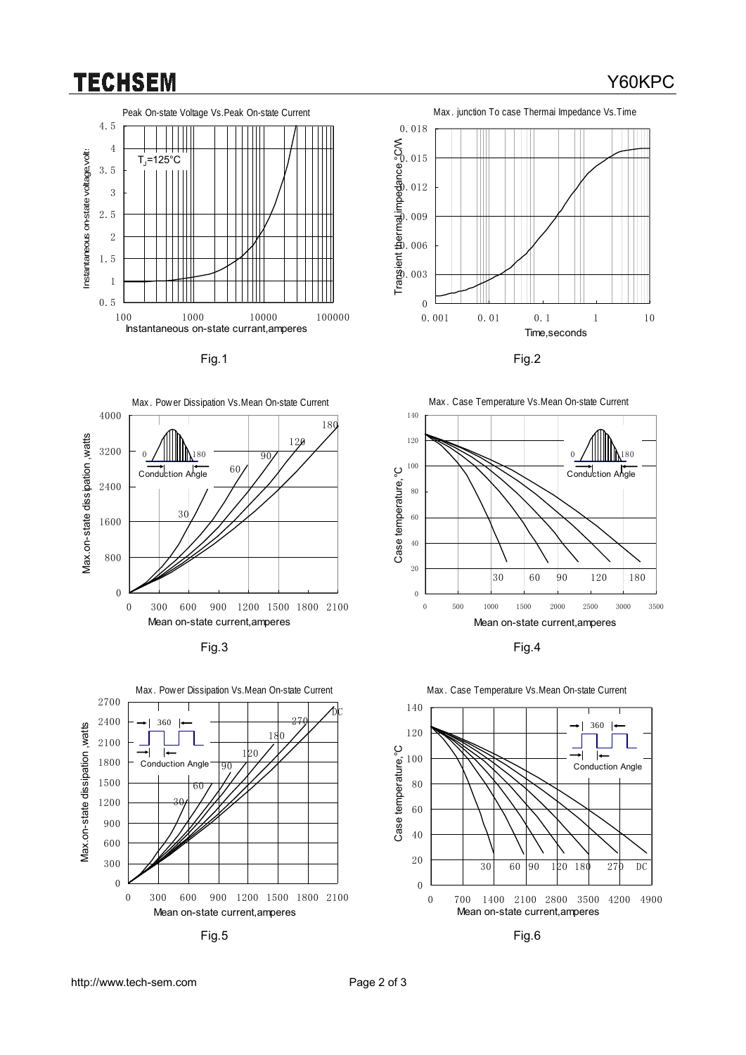Peak On-state Voltage Vs.Peak On-state Current

Fig.1

Max. junction To case Thermai Impedance Vs.Time

Fig.2

Max. Power Dissipation Vs.Mean On-state Current

Fig.3

Max. Case Temperature Vs.Mean On-state Current

Fig.4

Max. Power Dissipation Vs.Mean On-state Current

Fig.5

Max. Case Temperature Vs.Mean On-state Current

Fig.6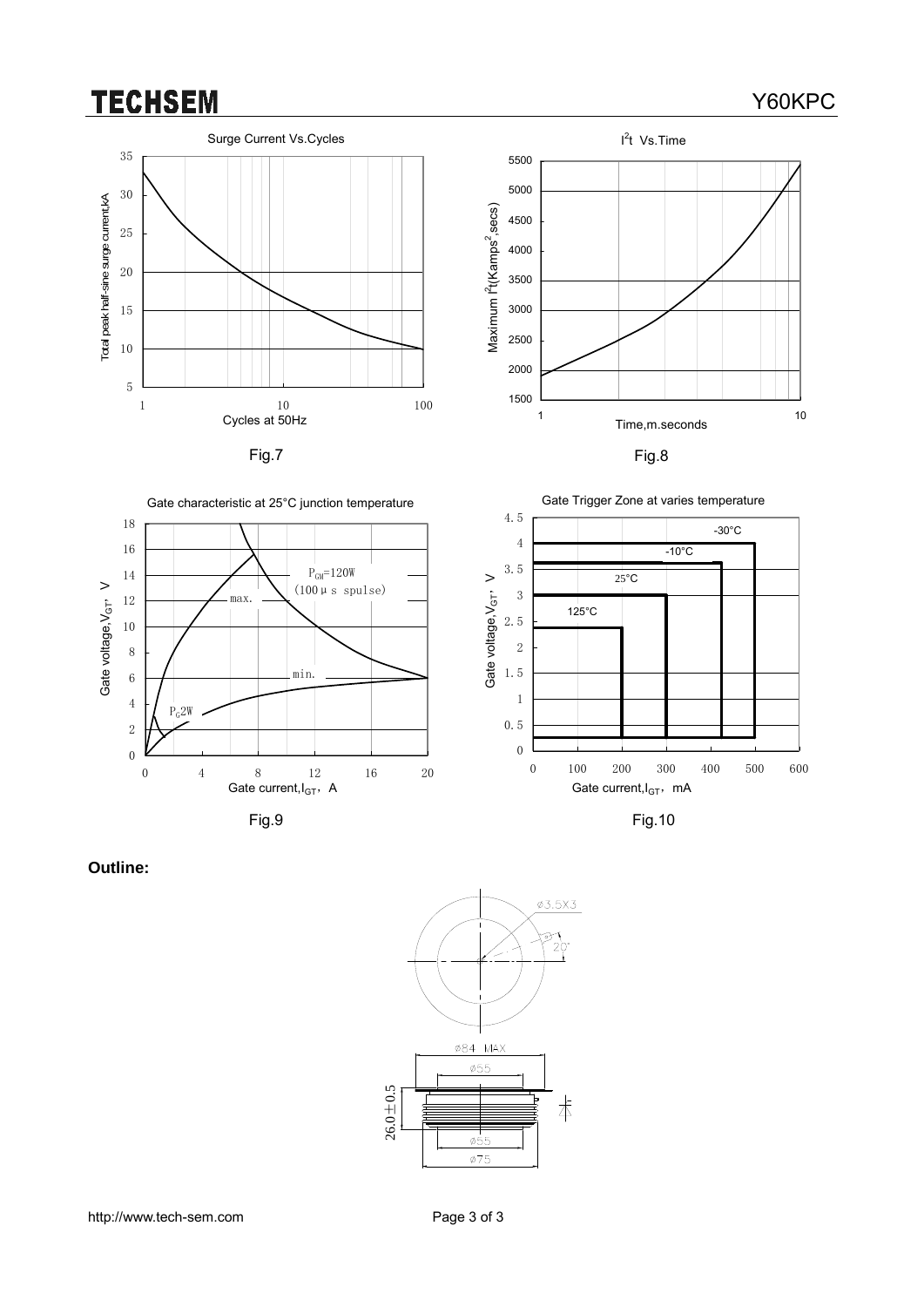Surge Current Vs.Cycles

Total peak half-sine surge current,kA

35
30
25
20
15
10
5

1
10
100

Cycles at 50Hz

Fig.7

$I^2t$ Vs.Time

Maximum $I^2t$(Kamps$^2$,secs)

5500
5000
4500
4000
3500
3000
2500
2000
1500

1
10

Time,m.seconds

Fig.8

Gate characteristic at 25°C junction temperature

Gate voltage,$V_{GT}$, V

18
16
14
12
10
8
6
4
2
0

0
4
8
12
16
20

Gate current,$I_{GT}$, A

$P_{GM}$=120W

(100 μ s spulse)

max.

min.

$P_G$2W

Fig.9

Gate Trigger Zone at varies temperature

Gate voltage,$V_{GT}$, V

4.5
4
3.5
3
2.5
2
1.5
1
0.5
0

0
100
200
300
400
500
600

Gate current,$I_{GT}$, mA

-30°C

-10°C

25°C

125°C

Fig.10

**Outline:**

ø3.5X3

20°

ø84 MAX

ø55

26.0±0.5

ø55

ø75